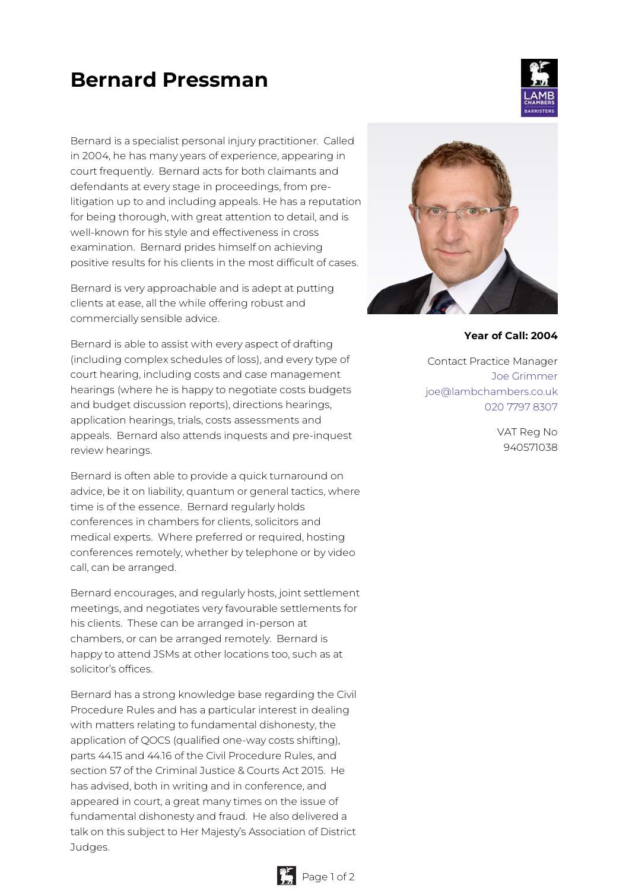# Bernard Pressman

**Year of Call: 2004**

Contact Practice Manager
Joe Grimmer
joe@lambchambers.co.uk
020 7797 8307

VAT Reg No
940571038

Bernard is a specialist personal injury practitioner. Called in 2004, he has many years of experience, appearing in court frequently. Bernard acts for both claimants and defendants at every stage in proceedings, from pre-litigation up to and including appeals. He has a reputation for being thorough, with great attention to detail, and is well-known for his style and effectiveness in cross examination. Bernard prides himself on achieving positive results for his clients in the most difficult of cases.

Bernard is very approachable and is adept at putting clients at ease, all the while offering robust and commercially sensible advice.

Bernard is able to assist with every aspect of drafting (including complex schedules of loss), and every type of court hearing, including costs and case management hearings (where he is happy to negotiate costs budgets and budget discussion reports), directions hearings, application hearings, trials, costs assessments and appeals. Bernard also attends inquests and pre-inquest review hearings.

Bernard is often able to provide a quick turnaround on advice, be it on liability, quantum or general tactics, where time is of the essence. Bernard regularly holds conferences in chambers for clients, solicitors and medical experts. Where preferred or required, hosting conferences remotely, whether by telephone or by video call, can be arranged.

Bernard encourages, and regularly hosts, joint settlement meetings, and negotiates very favourable settlements for his clients. These can be arranged in-person at chambers, or can be arranged remotely. Bernard is happy to attend JSMs at other locations too, such as at solicitor's offices.

Bernard has a strong knowledge base regarding the Civil Procedure Rules and has a particular interest in dealing with matters relating to fundamental dishonesty, the application of QOCS (qualified one-way costs shifting), parts 44.15 and 44.16 of the Civil Procedure Rules, and section 57 of the Criminal Justice & Courts Act 2015. He has advised, both in writing and in conference, and appeared in court, a great many times on the issue of fundamental dishonesty and fraud. He also delivered a talk on this subject to Her Majesty's Association of District Judges.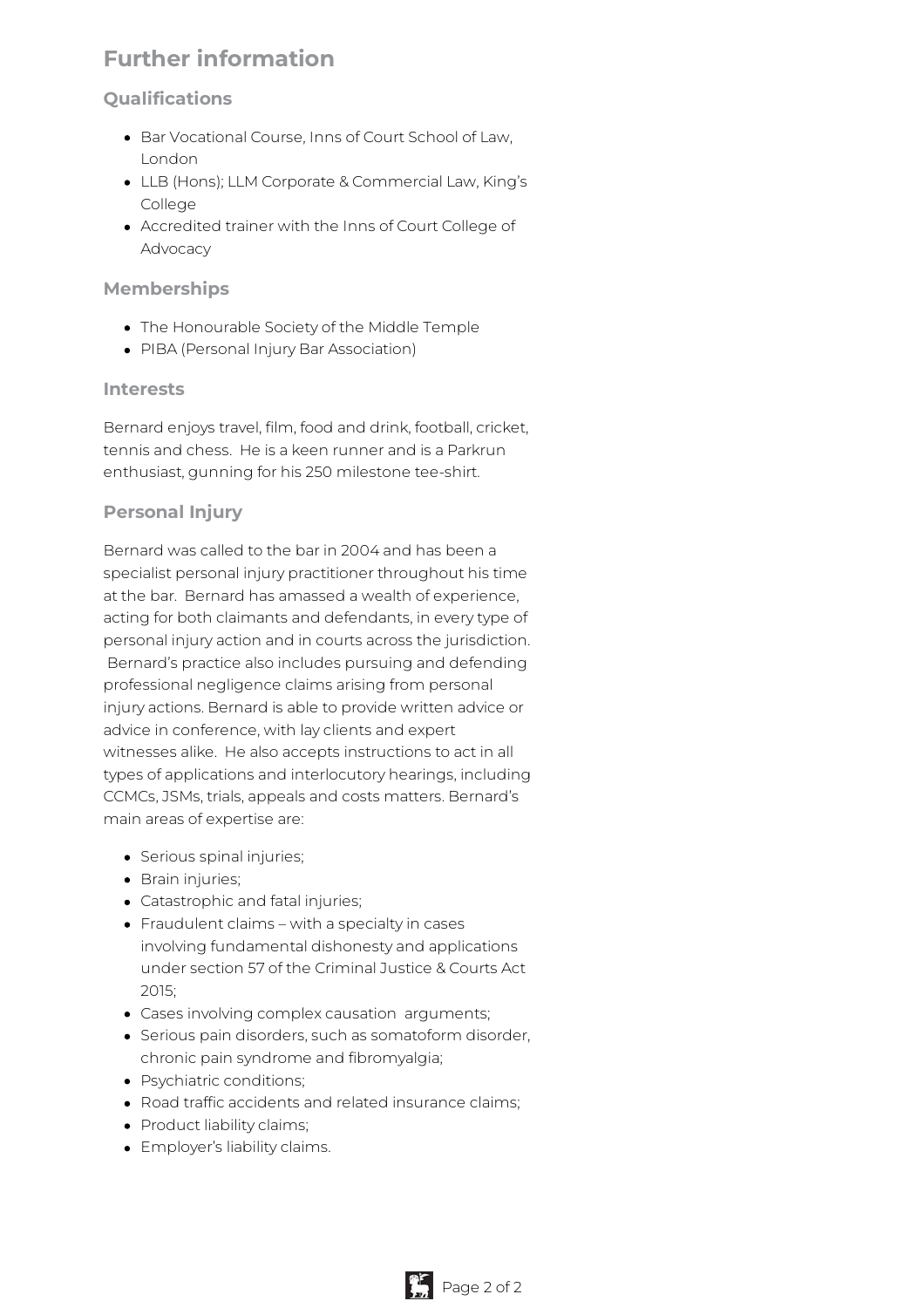# Further information

## Qualifications

- Bar Vocational Course, Inns of Court School of Law, London
- LLB (Hons); LLM Corporate & Commercial Law, King's College
- Accredited trainer with the Inns of Court College of Advocacy

## Memberships

- The Honourable Society of the Middle Temple
- PIBA (Personal Injury Bar Association)

## Interests

Bernard enjoys travel, film, food and drink, football, cricket, tennis and chess. He is a keen runner and is a Parkrun enthusiast, gunning for his 250 milestone tee-shirt.

## Personal Injury

Bernard was called to the bar in 2004 and has been a specialist personal injury practitioner throughout his time at the bar. Bernard has amassed a wealth of experience, acting for both claimants and defendants, in every type of personal injury action and in courts across the jurisdiction. Bernard's practice also includes pursuing and defending professional negligence claims arising from personal injury actions. Bernard is able to provide written advice or advice in conference, with lay clients and expert witnesses alike. He also accepts instructions to act in all types of applications and interlocutory hearings, including CCMCs, JSMs, trials, appeals and costs matters. Bernard's main areas of expertise are:

- Serious spinal injuries;
- Brain injuries;
- Catastrophic and fatal injuries;
- Fraudulent claims – with a specialty in cases involving fundamental dishonesty and applications under section 57 of the Criminal Justice & Courts Act 2015;
- Cases involving complex causation arguments;
- Serious pain disorders, such as somatoform disorder, chronic pain syndrome and fibromyalgia;
- Psychiatric conditions;
- Road traffic accidents and related insurance claims;
- Product liability claims;
- Employer's liability claims.